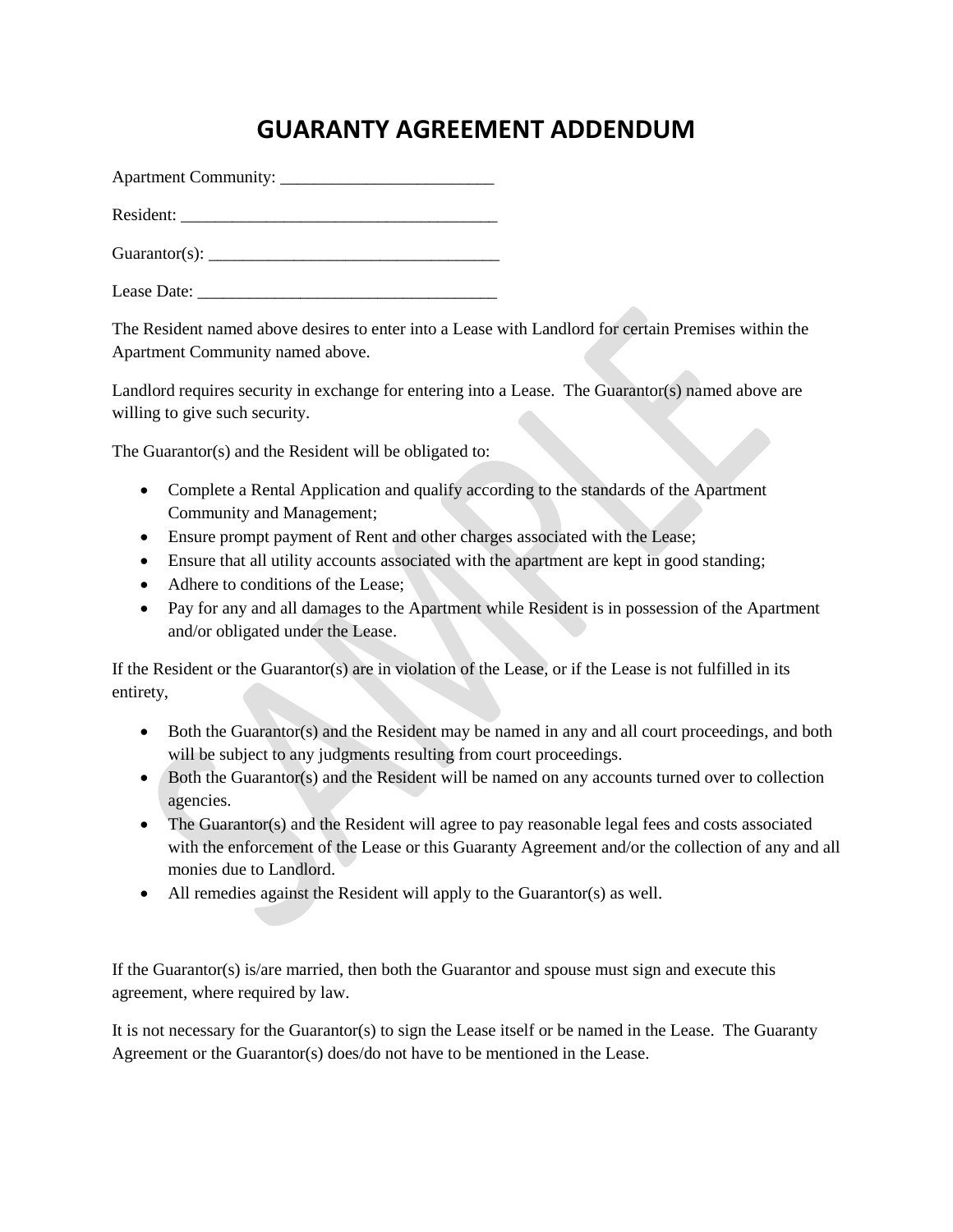# GUARANTY AGREEMENT ADDENDUM

Apartment Community: _________________________

Resident: ______________________________________

Guarantor(s): __________________________________

Lease Date: ____________________________________

The Resident named above desires to enter into a Lease with Landlord for certain Premises within the Apartment Community named above.

Landlord requires security in exchange for entering into a Lease. The Guarantor(s) named above are willing to give such security.

The Guarantor(s) and the Resident will be obligated to:

- Complete a Rental Application and qualify according to the standards of the Apartment Community and Management;
- Ensure prompt payment of Rent and other charges associated with the Lease;
- Ensure that all utility accounts associated with the apartment are kept in good standing;
- Adhere to conditions of the Lease;
- Pay for any and all damages to the Apartment while Resident is in possession of the Apartment and/or obligated under the Lease.

If the Resident or the Guarantor(s) are in violation of the Lease, or if the Lease is not fulfilled in its entirety,

- Both the Guarantor(s) and the Resident may be named in any and all court proceedings, and both will be subject to any judgments resulting from court proceedings.
- Both the Guarantor(s) and the Resident will be named on any accounts turned over to collection agencies.
- The Guarantor(s) and the Resident will agree to pay reasonable legal fees and costs associated with the enforcement of the Lease or this Guaranty Agreement and/or the collection of any and all monies due to Landlord.
- All remedies against the Resident will apply to the Guarantor(s) as well.

If the Guarantor(s) is/are married, then both the Guarantor and spouse must sign and execute this agreement, where required by law.

It is not necessary for the Guarantor(s) to sign the Lease itself or be named in the Lease. The Guaranty Agreement or the Guarantor(s) does/do not have to be mentioned in the Lease.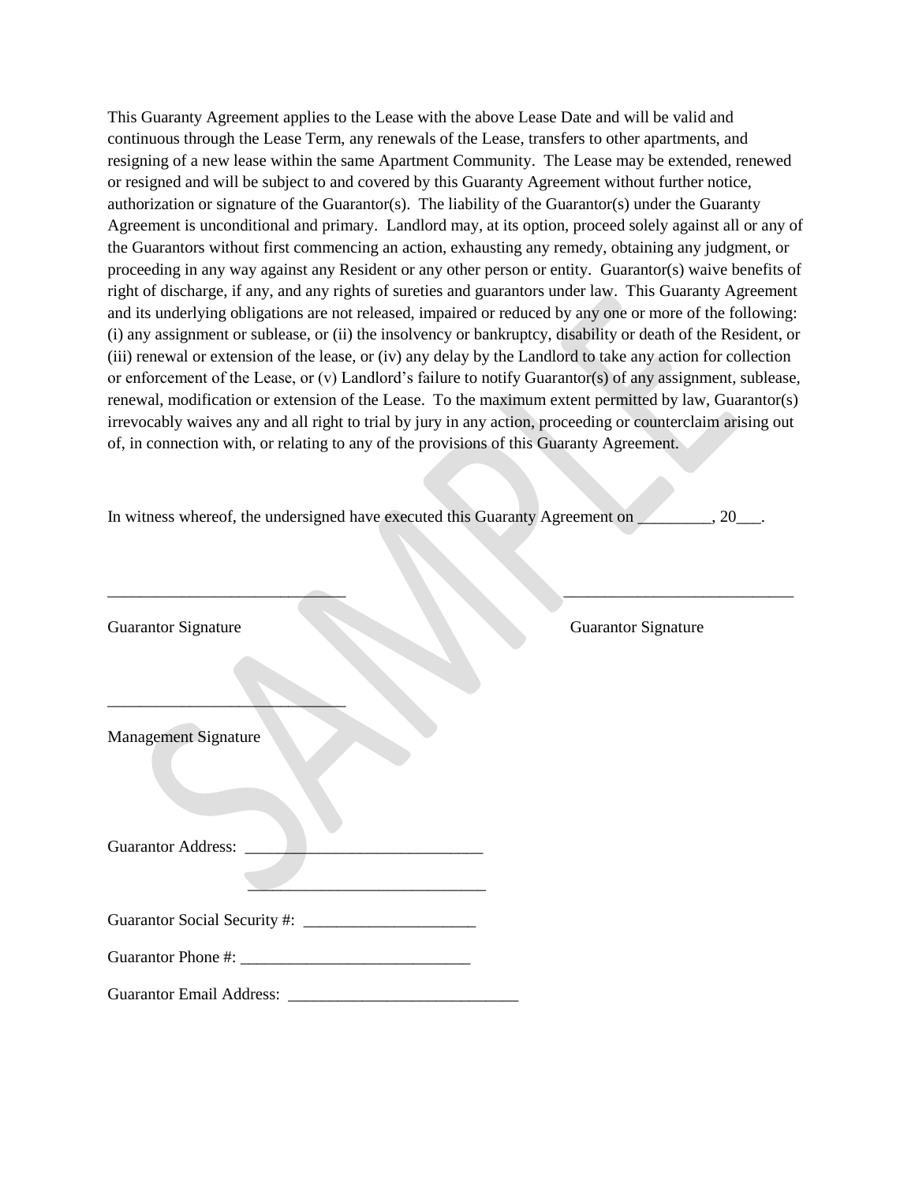This Guaranty Agreement applies to the Lease with the above Lease Date and will be valid and continuous through the Lease Term, any renewals of the Lease, transfers to other apartments, and resigning of a new lease within the same Apartment Community. The Lease may be extended, renewed or resigned and will be subject to and covered by this Guaranty Agreement without further notice, authorization or signature of the Guarantor(s). The liability of the Guarantor(s) under the Guaranty Agreement is unconditional and primary. Landlord may, at its option, proceed solely against all or any of the Guarantors without first commencing an action, exhausting any remedy, obtaining any judgment, or proceeding in any way against any Resident or any other person or entity. Guarantor(s) waive benefits of right of discharge, if any, and any rights of sureties and guarantors under law. This Guaranty Agreement and its underlying obligations are not released, impaired or reduced by any one or more of the following: (i) any assignment or sublease, or (ii) the insolvency or bankruptcy, disability or death of the Resident, or (iii) renewal or extension of the lease, or (iv) any delay by the Landlord to take any action for collection or enforcement of the Lease, or (v) Landlord's failure to notify Guarantor(s) of any assignment, sublease, renewal, modification or extension of the Lease. To the maximum extent permitted by law, Guarantor(s) irrevocably waives any and all right to trial by jury in any action, proceeding or counterclaim arising out of, in connection with, or relating to any of the provisions of this Guaranty Agreement.

In witness whereof, the undersigned have executed this Guaranty Agreement on _________, 20___.

_____________________________ _____________________________

Guarantor Signature Guarantor Signature

_____________________________

Management Signature

Guarantor Address: _____________________________

_____________________________

Guarantor Social Security #: _____________________

Guarantor Phone #: ____________________________

Guarantor Email Address: ____________________________